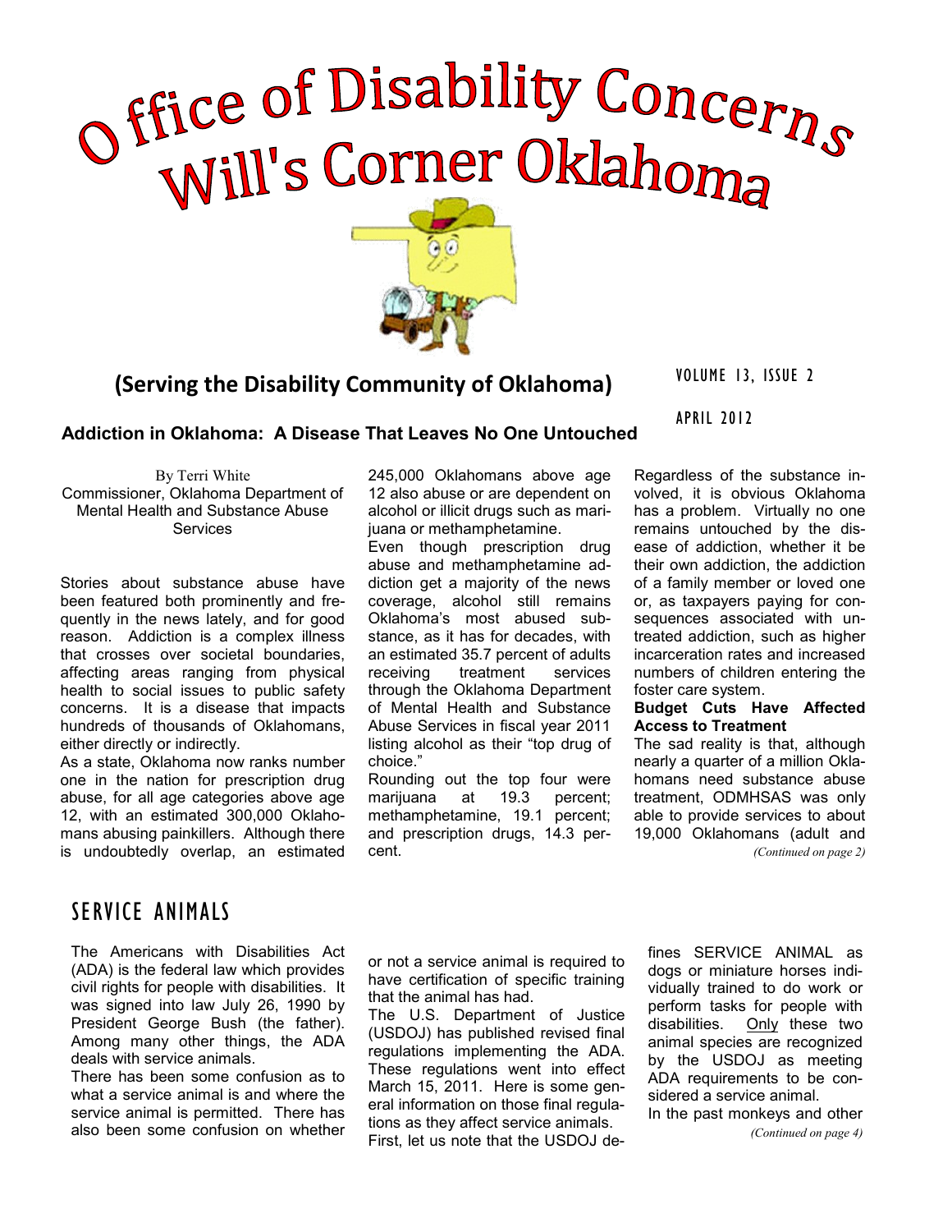# Office of Disability Concerns Will's Corner Oklahoma

**(Serving the Disability Community of Oklahoma)**

VOLUME 13, ISSUE 2

APRIL 2012

## Addiction in Oklahoma: A Disease That Leaves No One Untouched

By Terri White
Commissioner, Oklahoma Department of Mental Health and Substance Abuse Services

Stories about substance abuse have been featured both prominently and frequently in the news lately, and for good reason. Addiction is a complex illness that crosses over societal boundaries, affecting areas ranging from physical health to social issues to public safety concerns. It is a disease that impacts hundreds of thousands of Oklahomans, either directly or indirectly.

As a state, Oklahoma now ranks number one in the nation for prescription drug abuse, for all age categories above age 12, with an estimated 300,000 Oklahomans abusing painkillers. Although there is undoubtedly overlap, an estimated 245,000 Oklahomans above age 12 also abuse or are dependent on alcohol or illicit drugs such as marijuana or methamphetamine.

Even though prescription drug abuse and methamphetamine addiction get a majority of the news coverage, alcohol still remains Oklahoma's most abused substance, as it has for decades, with an estimated 35.7 percent of adults receiving treatment services through the Oklahoma Department of Mental Health and Substance Abuse Services in fiscal year 2011 listing alcohol as their "top drug of choice."

Rounding out the top four were marijuana at 19.3 percent; methamphetamine, 19.1 percent; and prescription drugs, 14.3 percent.

Regardless of the substance involved, it is obvious Oklahoma has a problem. Virtually no one remains untouched by the disease of addiction, whether it be their own addiction, the addiction of a family member or loved one or, as taxpayers paying for consequences associated with untreated addiction, such as higher incarceration rates and increased numbers of children entering the foster care system.

**Budget Cuts Have Affected Access to Treatment**

The sad reality is that, although nearly a quarter of a million Oklahomans need substance abuse treatment, ODMHSAS was only able to provide services to about 19,000 Oklahomans (adult and

*(Continued on page 2)*

## SERVICE ANIMALS

The Americans with Disabilities Act (ADA) is the federal law which provides civil rights for people with disabilities. It was signed into law July 26, 1990 by President George Bush (the father). Among many other things, the ADA deals with service animals.

There has been some confusion as to what a service animal is and where the service animal is permitted. There has also been some confusion on whether or not a service animal is required to have certification of specific training that the animal has had.

The U.S. Department of Justice (USDOJ) has published revised final regulations implementing the ADA. These regulations went into effect March 15, 2011. Here is some general information on those final regulations as they affect service animals.

First, let us note that the USDOJ defines SERVICE ANIMAL as dogs or miniature horses individually trained to do work or perform tasks for people with disabilities. Only these two animal species are recognized by the USDOJ as meeting ADA requirements to be considered a service animal.

In the past monkeys and other

*(Continued on page 4)*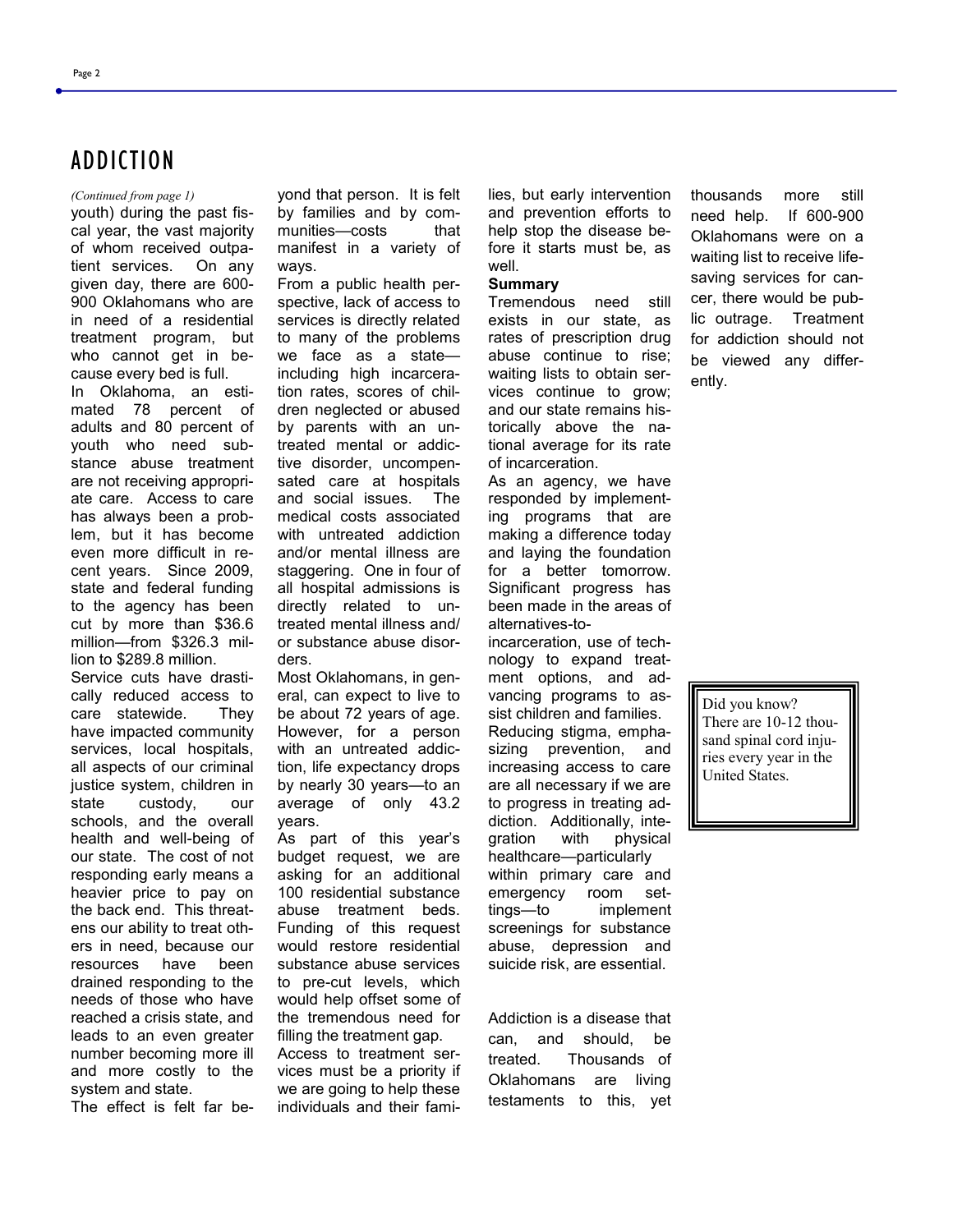## ADDICTION

*(Continued from page 1)*

youth) during the past fiscal year, the vast majority of whom received outpatient services. On any given day, there are 600-900 Oklahomans who are in need of a residential treatment program, but who cannot get in because every bed is full.

In Oklahoma, an estimated 78 percent of adults and 80 percent of youth who need substance abuse treatment are not receiving appropriate care. Access to care has always been a problem, but it has become even more difficult in recent years. Since 2009, state and federal funding to the agency has been cut by more than $36.6 million—from $326.3 million to $289.8 million.

Service cuts have drastically reduced access to care statewide. They have impacted community services, local hospitals, all aspects of our criminal justice system, children in state custody, our schools, and the overall health and well-being of our state. The cost of not responding early means a heavier price to pay on the back end. This threatens our ability to treat others in need, because our resources have been drained responding to the needs of those who have reached a crisis state, and leads to an even greater number becoming more ill and more costly to the system and state.

The effect is felt far beyond that person. It is felt by families and by communities—costs that manifest in a variety of ways.

From a public health perspective, lack of access to services is directly related to many of the problems we face as a state—including high incarceration rates, scores of children neglected or abused by parents with an untreated mental or addictive disorder, uncompensated care at hospitals and social issues. The medical costs associated with untreated addiction and/or mental illness are staggering. One in four of all hospital admissions is directly related to untreated mental illness and/or substance abuse disorders.

Most Oklahomans, in general, can expect to live to be about 72 years of age. However, for a person with an untreated addiction, life expectancy drops by nearly 30 years—to an average of only 43.2 years.

As part of this year's budget request, we are asking for an additional 100 residential substance abuse treatment beds. Funding of this request would restore residential substance abuse services to pre-cut levels, which would help offset some of the tremendous need for filling the treatment gap.

Access to treatment services must be a priority if we are going to help these individuals and their families, but early intervention and prevention efforts to help stop the disease before it starts must be, as well.

**Summary**

Tremendous need still exists in our state, as rates of prescription drug abuse continue to rise; waiting lists to obtain services continue to grow; and our state remains historically above the national average for its rate of incarceration.

As an agency, we have responded by implementing programs that are making a difference today and laying the foundation for a better tomorrow. Significant progress has been made in the areas of alternatives-to-incarceration, use of technology to expand treatment options, and advancing programs to assist children and families.

Reducing stigma, emphasizing prevention, and increasing access to care are all necessary if we are to progress in treating addiction. Additionally, integration with physical healthcare—particularly within primary care and emergency room settings—to implement screenings for substance abuse, depression and suicide risk, are essential.

Addiction is a disease that can, and should, be treated. Thousands of Oklahomans are living testaments to this, yet thousands more still need help. If 600-900 Oklahomans were on a waiting list to receive life-saving services for cancer, there would be public outrage. Treatment for addiction should not be viewed any differently.

Did you know?
There are 10-12 thousand spinal cord injuries every year in the United States.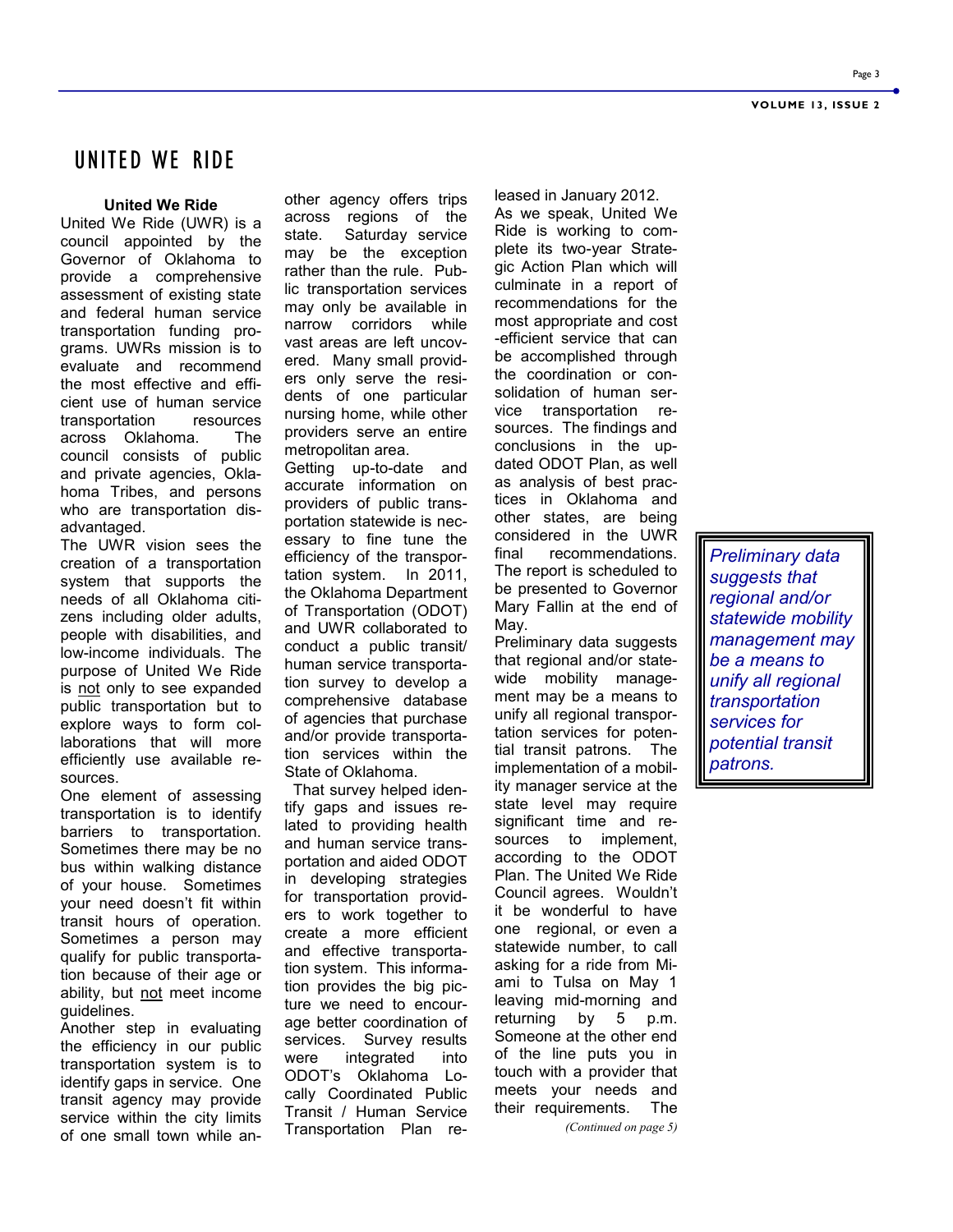# UNITED WE RIDE

### United We Ride

United We Ride (UWR) is a council appointed by the Governor of Oklahoma to provide a comprehensive assessment of existing state and federal human service transportation funding programs. UWRs mission is to evaluate and recommend the most effective and efficient use of human service transportation resources across Oklahoma. The council consists of public and private agencies, Oklahoma Tribes, and persons who are transportation disadvantaged.

The UWR vision sees the creation of a transportation system that supports the needs of all Oklahoma citizens including older adults, people with disabilities, and low-income individuals. The purpose of United We Ride is not only to see expanded public transportation but to explore ways to form collaborations that will more efficiently use available resources.

One element of assessing transportation is to identify barriers to transportation. Sometimes there may be no bus within walking distance of your house. Sometimes your need doesn't fit within transit hours of operation. Sometimes a person may qualify for public transportation because of their age or ability, but not meet income guidelines.

Another step in evaluating the efficiency in our public transportation system is to identify gaps in service. One transit agency may provide service within the city limits of one small town while another agency offers trips across regions of the state. Saturday service may be the exception rather than the rule. Public transportation services may only be available in narrow corridors while vast areas are left uncovered. Many small providers only serve the residents of one particular nursing home, while other providers serve an entire metropolitan area.

Getting up-to-date and accurate information on providers of public transportation statewide is necessary to fine tune the efficiency of the transportation system. In 2011, the Oklahoma Department of Transportation (ODOT) and UWR collaborated to conduct a public transit/ human service transportation survey to develop a comprehensive database of agencies that purchase and/or provide transportation services within the State of Oklahoma.

That survey helped identify gaps and issues related to providing health and human service transportation and aided ODOT in developing strategies for transportation providers to work together to create a more efficient and effective transportation system. This information provides the big picture we need to encourage better coordination of services. Survey results were integrated into ODOT's Oklahoma Locally Coordinated Public Transit / Human Service Transportation Plan released in January 2012.

As we speak, United We Ride is working to complete its two-year Strategic Action Plan which will culminate in a report of recommendations for the most appropriate and cost-efficient service that can be accomplished through the coordination or consolidation of human service transportation resources. The findings and conclusions in the updated ODOT Plan, as well as analysis of best practices in Oklahoma and other states, are being considered in the UWR final recommendations. The report is scheduled to be presented to Governor Mary Fallin at the end of May.

Preliminary data suggests that regional and/or statewide mobility management may be a means to unify all regional transportation services for potential transit patrons. The implementation of a mobility manager service at the state level may require significant time and resources to implement, according to the ODOT Plan. The United We Ride Council agrees. Wouldn't it be wonderful to have one regional, or even a statewide number, to call asking for a ride from Miami to Tulsa on May 1 leaving mid-morning and returning by 5 p.m. Someone at the other end of the line puts you in touch with a provider that meets your needs and their requirements. The

*(Continued on page 5)*

> *Preliminary data suggests that regional and/or statewide mobility management may be a means to unify all regional transportation services for potential transit patrons.*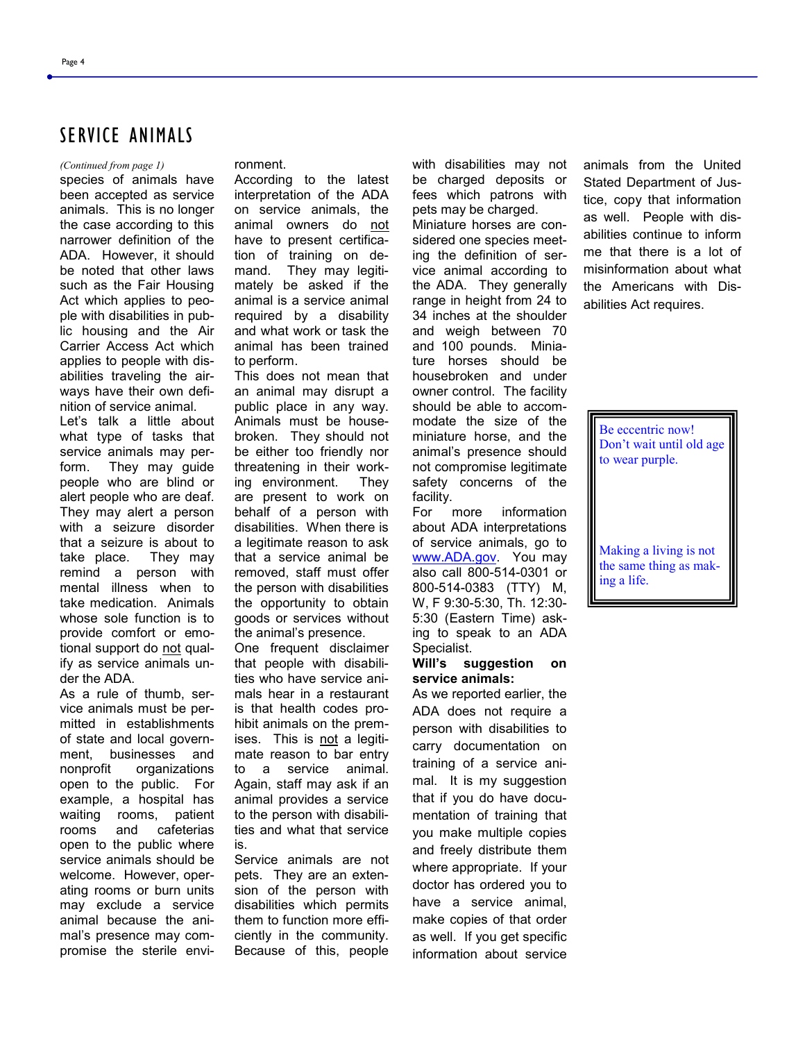## SERVICE ANIMALS

*(Continued from page 1)*

species of animals have been accepted as service animals. This is no longer the case according to this narrower definition of the ADA. However, it should be noted that other laws such as the Fair Housing Act which applies to people with disabilities in public housing and the Air Carrier Access Act which applies to people with disabilities traveling the airways have their own definition of service animal.

Let's talk a little about what type of tasks that service animals may perform. They may guide people who are blind or alert people who are deaf. They may alert a person with a seizure disorder that a seizure is about to take place. They may remind a person with mental illness when to take medication. Animals whose sole function is to provide comfort or emotional support do not qualify as service animals under the ADA.

As a rule of thumb, service animals must be permitted in establishments of state and local government, businesses and nonprofit organizations open to the public. For example, a hospital has waiting rooms, patient rooms and cafeterias open to the public where service animals should be welcome. However, operating rooms or burn units may exclude a service animal because the animal's presence may compromise the sterile environment.

According to the latest interpretation of the ADA on service animals, the animal owners do not have to present certification of training on demand. They may legitimately be asked if the animal is a service animal required by a disability and what work or task the animal has been trained to perform.

This does not mean that an animal may disrupt a public place in any way. Animals must be housebroken. They should not be either too friendly nor threatening in their working environment. They are present to work on behalf of a person with disabilities. When there is a legitimate reason to ask that a service animal be removed, staff must offer the person with disabilities the opportunity to obtain goods or services without the animal's presence.

One frequent disclaimer that people with disabilities who have service animals hear in a restaurant is that health codes prohibit animals on the premises. This is not a legitimate reason to bar entry to a service animal. Again, staff may ask if an animal provides a service to the person with disabilities and what that service is.

Service animals are not pets. They are an extension of the person with disabilities which permits them to function more efficiently in the community. Because of this, people with disabilities may not be charged deposits or fees which patrons with pets may be charged.

Miniature horses are considered one species meeting the definition of service animal according to the ADA. They generally range in height from 24 to 34 inches at the shoulder and weigh between 70 and 100 pounds. Miniature horses should be housebroken and under owner control. The facility should be able to accommodate the size of the miniature horse, and the animal's presence should not compromise legitimate safety concerns of the facility.

For more information about ADA interpretations of service animals, go to www.ADA.gov. You may also call 800-514-0301 or 800-514-0383 (TTY) M, W, F 9:30-5:30, Th. 12:30-5:30 (Eastern Time) asking to speak to an ADA Specialist.

**Will's suggestion on service animals:**

As we reported earlier, the ADA does not require a person with disabilities to carry documentation on training of a service animal. It is my suggestion that if you do have documentation of training that you make multiple copies and freely distribute them where appropriate. If your doctor has ordered you to have a service animal, make copies of that order as well. If you get specific information about service animals from the United Stated Department of Justice, copy that information as well. People with disabilities continue to inform me that there is a lot of misinformation about what the Americans with Disabilities Act requires.

> Be eccentric now! Don't wait until old age to wear purple.
>
> Making a living is not the same thing as making a life.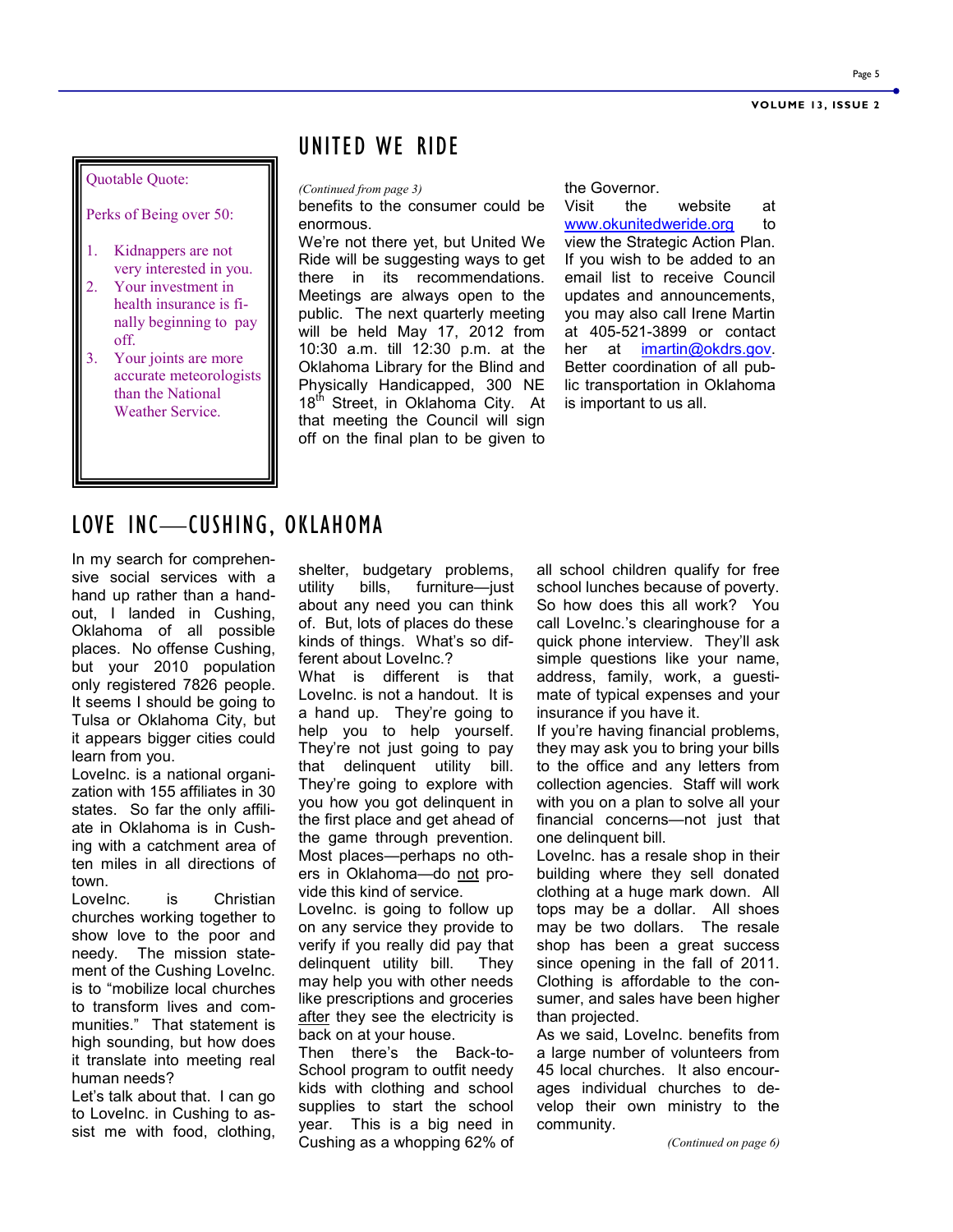Quotable Quote:

Perks of Being over 50:

1. Kidnappers are not very interested in you.
2. Your investment in health insurance is finally beginning to pay off.
3. Your joints are more accurate meteorologists than the National Weather Service.

## UNITED WE RIDE

*(Continued from page 3)*

benefits to the consumer could be enormous.

We're not there yet, but United We Ride will be suggesting ways to get there in its recommendations. Meetings are always open to the public. The next quarterly meeting will be held May 17, 2012 from 10:30 a.m. till 12:30 p.m. at the Oklahoma Library for the Blind and Physically Handicapped, 300 NE 18th Street, in Oklahoma City. At that meeting the Council will sign off on the final plan to be given to the Governor.

Visit the website at www.okunitedweride.org to view the Strategic Action Plan. If you wish to be added to an email list to receive Council updates and announcements, you may also call Irene Martin at 405-521-3899 or contact her at imartin@okdrs.gov. Better coordination of all public transportation in Oklahoma is important to us all.

## LOVE INC—CUSHING, OKLAHOMA

In my search for comprehensive social services with a hand up rather than a handout, I landed in Cushing, Oklahoma of all possible places. No offense Cushing, but your 2010 population only registered 7826 people. It seems I should be going to Tulsa or Oklahoma City, but it appears bigger cities could learn from you.

LoveInc. is a national organization with 155 affiliates in 30 states. So far the only affiliate in Oklahoma is in Cushing with a catchment area of ten miles in all directions of town.

LoveInc. is Christian churches working together to show love to the poor and needy. The mission statement of the Cushing LoveInc. is to "mobilize local churches to transform lives and communities." That statement is high sounding, but how does it translate into meeting real human needs?

Let's talk about that. I can go to LoveInc. in Cushing to assist me with food, clothing, shelter, budgetary problems, utility bills, furniture—just about any need you can think of. But, lots of places do these kinds of things. What's so different about LoveInc.?

What is different is that LoveInc. is not a handout. It is a hand up. They're going to help you to help yourself. They're not just going to pay that delinquent utility bill. They're going to explore with you how you got delinquent in the first place and get ahead of the game through prevention. Most places—perhaps no others in Oklahoma—do not provide this kind of service.

LoveInc. is going to follow up on any service they provide to verify if you really did pay that delinquent utility bill. They may help you with other needs like prescriptions and groceries after they see the electricity is back on at your house.

Then there's the Back-to-School program to outfit needy kids with clothing and school supplies to start the school year. This is a big need in Cushing as a whopping 62% of all school children qualify for free school lunches because of poverty.

So how does this all work? You call LoveInc.'s clearinghouse for a quick phone interview. They'll ask simple questions like your name, address, family, work, a guestimate of typical expenses and your insurance if you have it.

If you're having financial problems, they may ask you to bring your bills to the office and any letters from collection agencies. Staff will work with you on a plan to solve all your financial concerns—not just that one delinquent bill.

LoveInc. has a resale shop in their building where they sell donated clothing at a huge mark down. All tops may be a dollar. All shoes may be two dollars. The resale shop has been a great success since opening in the fall of 2011. Clothing is affordable to the consumer, and sales have been higher than projected.

As we said, LoveInc. benefits from a large number of volunteers from 45 local churches. It also encourages individual churches to develop their own ministry to the community.

*(Continued on page 6)*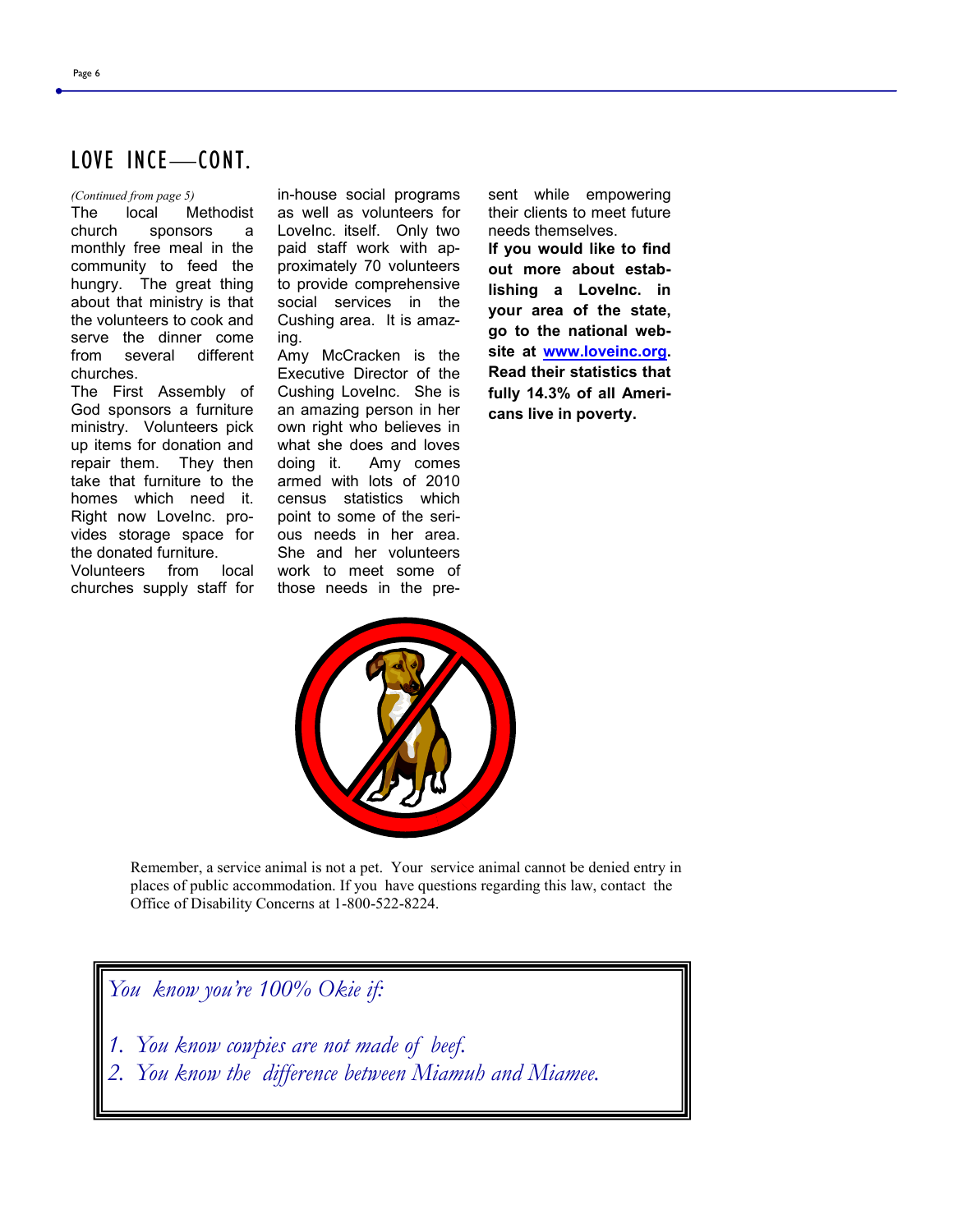## LOVE INCE—CONT.

*(Continued from page 5)*

The local Methodist church sponsors a monthly free meal in the community to feed the hungry. The great thing about that ministry is that the volunteers to cook and serve the dinner come from several different churches.

The First Assembly of God sponsors a furniture ministry. Volunteers pick up items for donation and repair them. They then take that furniture to the homes which need it. Right now LoveInc. provides storage space for the donated furniture.

Volunteers from local churches supply staff for in-house social programs as well as volunteers for LoveInc. itself. Only two paid staff work with approximately 70 volunteers to provide comprehensive social services in the Cushing area. It is amazing.

Amy McCracken is the Executive Director of the Cushing LoveInc. She is an amazing person in her own right who believes in what she does and loves doing it. Amy comes armed with lots of 2010 census statistics which point to some of the serious needs in her area. She and her volunteers work to meet some of those needs in the present while empowering their clients to meet future needs themselves.

**If you would like to find out more about establishing a LoveInc. in your area of the state, go to the national website at [www.loveinc.org](http://www.loveinc.org). Read their statistics that fully 14.3% of all Americans live in poverty.**

Remember, a service animal is not a pet. Your service animal cannot be denied entry in places of public accommodation. If you have questions regarding this law, contact the Office of Disability Concerns at 1-800-522-8224.

*You know you're 100% Okie if:*

1. *You know cowpies are not made of beef.*
2. *You know the difference between Miamuh and Miamee.*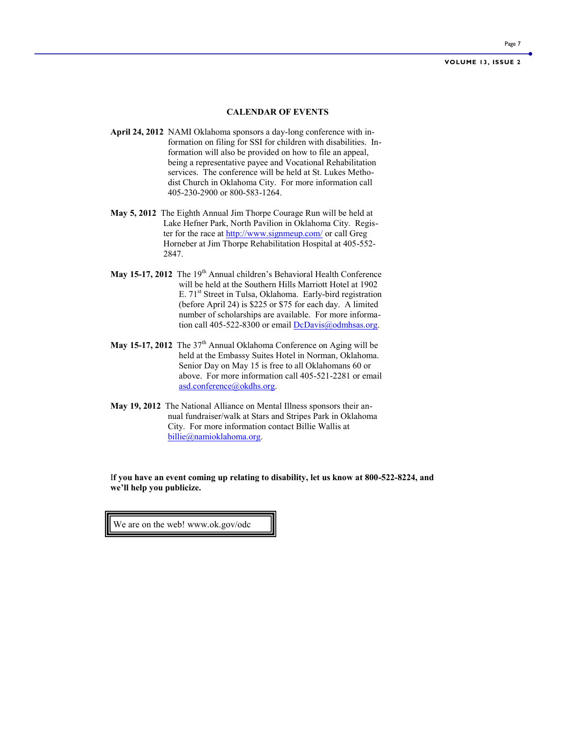## CALENDAR OF EVENTS

**April 24, 2012** NAMI Oklahoma sponsors a day-long conference with information on filing for SSI for children with disabilities. Information will also be provided on how to file an appeal, being a representative payee and Vocational Rehabilitation services. The conference will be held at St. Lukes Methodist Church in Oklahoma City. For more information call 405-230-2900 or 800-583-1264.

**May 5, 2012** The Eighth Annual Jim Thorpe Courage Run will be held at Lake Hefner Park, North Pavilion in Oklahoma City. Register for the race at http://www.signmeup.com/ or call Greg Horneber at Jim Thorpe Rehabilitation Hospital at 405-552-2847.

**May 15-17, 2012** The 19th Annual children's Behavioral Health Conference will be held at the Southern Hills Marriott Hotel at 1902 E. 71st Street in Tulsa, Oklahoma. Early-bird registration (before April 24) is $225 or $75 for each day. A limited number of scholarships are available. For more information call 405-522-8300 or email DcDavis@odmhsas.org.

**May 15-17, 2012** The 37th Annual Oklahoma Conference on Aging will be held at the Embassy Suites Hotel in Norman, Oklahoma. Senior Day on May 15 is free to all Oklahomans 60 or above. For more information call 405-521-2281 or email asd.conference@okdhs.org.

**May 19, 2012** The National Alliance on Mental Illness sponsors their annual fundraiser/walk at Stars and Stripes Park in Oklahoma City. For more information contact Billie Wallis at billie@namioklahoma.org.

**If you have an event coming up relating to disability, let us know at 800-522-8224, and we'll help you publicize.**

We are on the web! www.ok.gov/odc